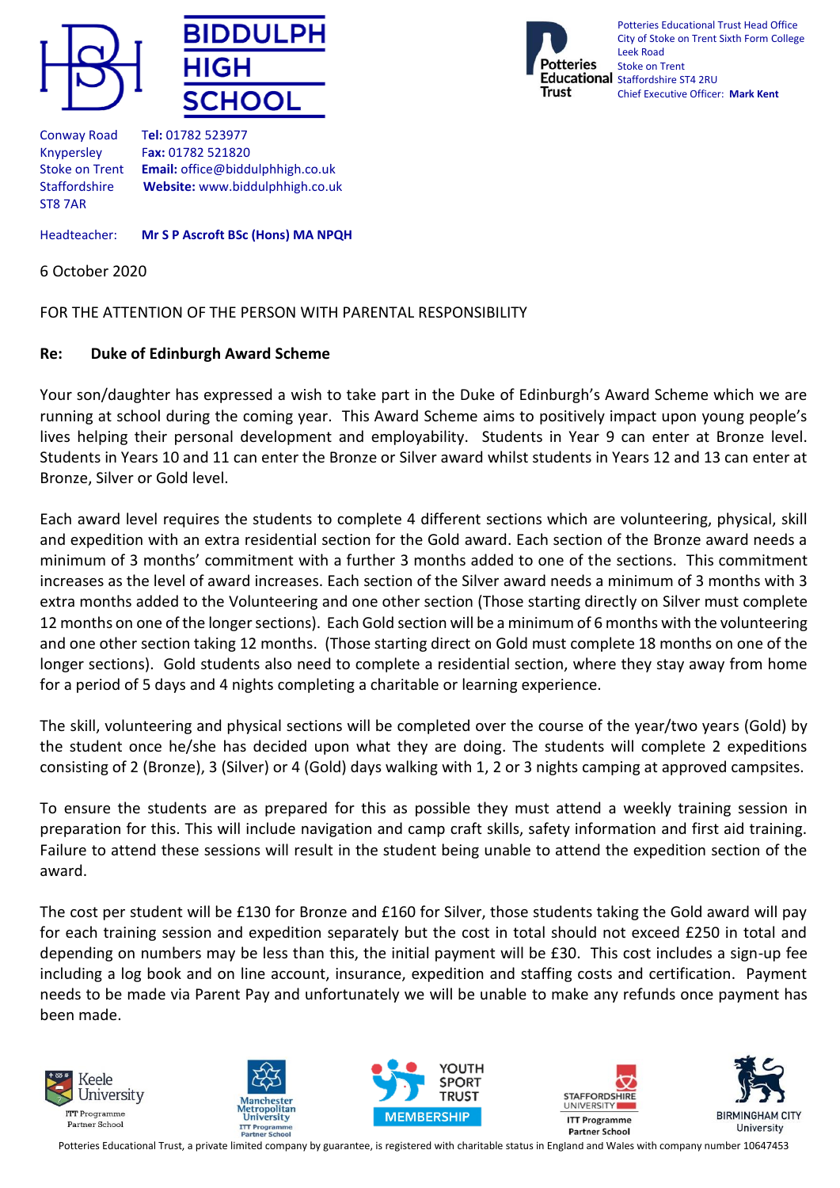# BIDDULPH HIGH SCHOOL

Conway Road
Knypersley
Stoke on Trent
Staffordshire
ST8 7AR

**Tel:** 01782 523977
**Fax:** 01782 521820
**Email:** office@biddulphhigh.co.uk
**Website:** www.biddulphhigh.co.uk

Headteacher: **Mr S P Ascroft BSc (Hons) MA NPQH**

Potteries Educational Trust Head Office
City of Stoke on Trent Sixth Form College
Leek Road
Stoke on Trent
Staffordshire ST4 2RU
Chief Executive Officer: **Mark Kent**

6 October 2020

FOR THE ATTENTION OF THE PERSON WITH PARENTAL RESPONSIBILITY

**Re: Duke of Edinburgh Award Scheme**

Your son/daughter has expressed a wish to take part in the Duke of Edinburgh's Award Scheme which we are running at school during the coming year. This Award Scheme aims to positively impact upon young people's lives helping their personal development and employability. Students in Year 9 can enter at Bronze level. Students in Years 10 and 11 can enter the Bronze or Silver award whilst students in Years 12 and 13 can enter at Bronze, Silver or Gold level.

Each award level requires the students to complete 4 different sections which are volunteering, physical, skill and expedition with an extra residential section for the Gold award. Each section of the Bronze award needs a minimum of 3 months' commitment with a further 3 months added to one of the sections. This commitment increases as the level of award increases. Each section of the Silver award needs a minimum of 3 months with 3 extra months added to the Volunteering and one other section (Those starting directly on Silver must complete 12 months on one of the longer sections). Each Gold section will be a minimum of 6 months with the volunteering and one other section taking 12 months. (Those starting direct on Gold must complete 18 months on one of the longer sections). Gold students also need to complete a residential section, where they stay away from home for a period of 5 days and 4 nights completing a charitable or learning experience.

The skill, volunteering and physical sections will be completed over the course of the year/two years (Gold) by the student once he/she has decided upon what they are doing. The students will complete 2 expeditions consisting of 2 (Bronze), 3 (Silver) or 4 (Gold) days walking with 1, 2 or 3 nights camping at approved campsites.

To ensure the students are as prepared for this as possible they must attend a weekly training session in preparation for this. This will include navigation and camp craft skills, safety information and first aid training. Failure to attend these sessions will result in the student being unable to attend the expedition section of the award.

The cost per student will be £130 for Bronze and £160 for Silver, those students taking the Gold award will pay for each training session and expedition separately but the cost in total should not exceed £250 in total and depending on numbers may be less than this, the initial payment will be £30. This cost includes a sign-up fee including a log book and on line account, insurance, expedition and staffing costs and certification. Payment needs to be made via Parent Pay and unfortunately we will be unable to make any refunds once payment has been made.

Keele University ITT Programme Partner School | Manchester Metropolitan University ITT Programme Partner School | Youth Sport Trust Membership | Staffordshire University ITT Programme Partner School | Birmingham City University

Potteries Educational Trust, a private limited company by guarantee, is registered with charitable status in England and Wales with company number 10647453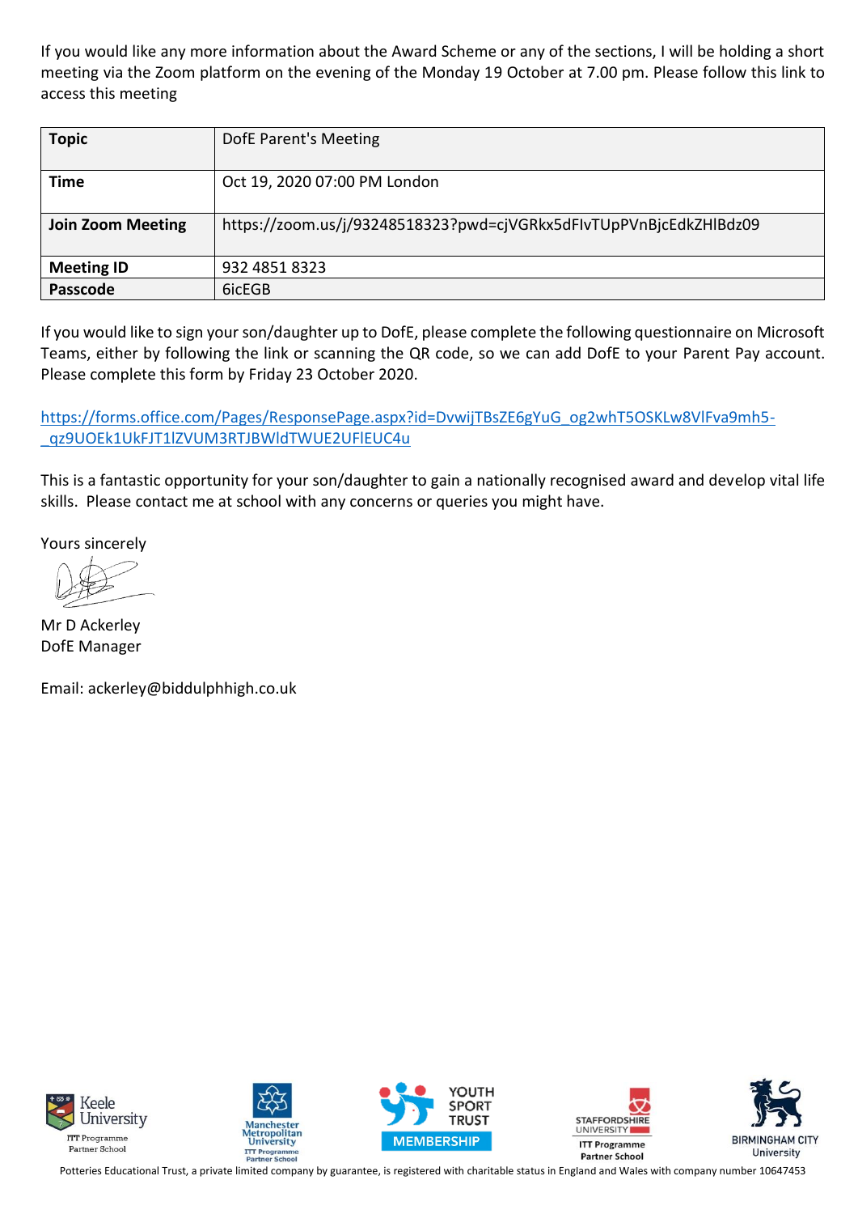If you would like any more information about the Award Scheme or any of the sections, I will be holding a short meeting via the Zoom platform on the evening of the Monday 19 October at 7.00 pm. Please follow this link to access this meeting

| | |
|---|---|
| **Topic** | DofE Parent's Meeting |
| **Time** | Oct 19, 2020 07:00 PM London |
| **Join Zoom Meeting** | https://zoom.us/j/93248518323?pwd=cjVGRkx5dFIvTUpPVnBjcEdkZHlBdz09 |
| **Meeting ID** | 932 4851 8323 |
| **Passcode** | 6icEGB |

If you would like to sign your son/daughter up to DofE, please complete the following questionnaire on Microsoft Teams, either by following the link or scanning the QR code, so we can add DofE to your Parent Pay account. Please complete this form by Friday 23 October 2020.

https://forms.office.com/Pages/ResponsePage.aspx?id=DvwijTBsZE6gYuG_og2whT5OSKLw8VlFva9mh5-_qz9UOEk1UkFJT1lZVUM3RTJBWldTWUE2UFlEUC4u

This is a fantastic opportunity for your son/daughter to gain a nationally recognised award and develop vital life skills. Please contact me at school with any concerns or queries you might have.

Yours sincerely

Mr D Ackerley
DofE Manager

Email: ackerley@biddulphhigh.co.uk

Keele University ITT Programme Partner School

Manchester Metropolitan University ITT Programme Partner School

YOUTH SPORT TRUST MEMBERSHIP

STAFFORDSHIRE UNIVERSITY ITT Programme Partner School

BIRMINGHAM CITY University

Potteries Educational Trust, a private limited company by guarantee, is registered with charitable status in England and Wales with company number 10647453